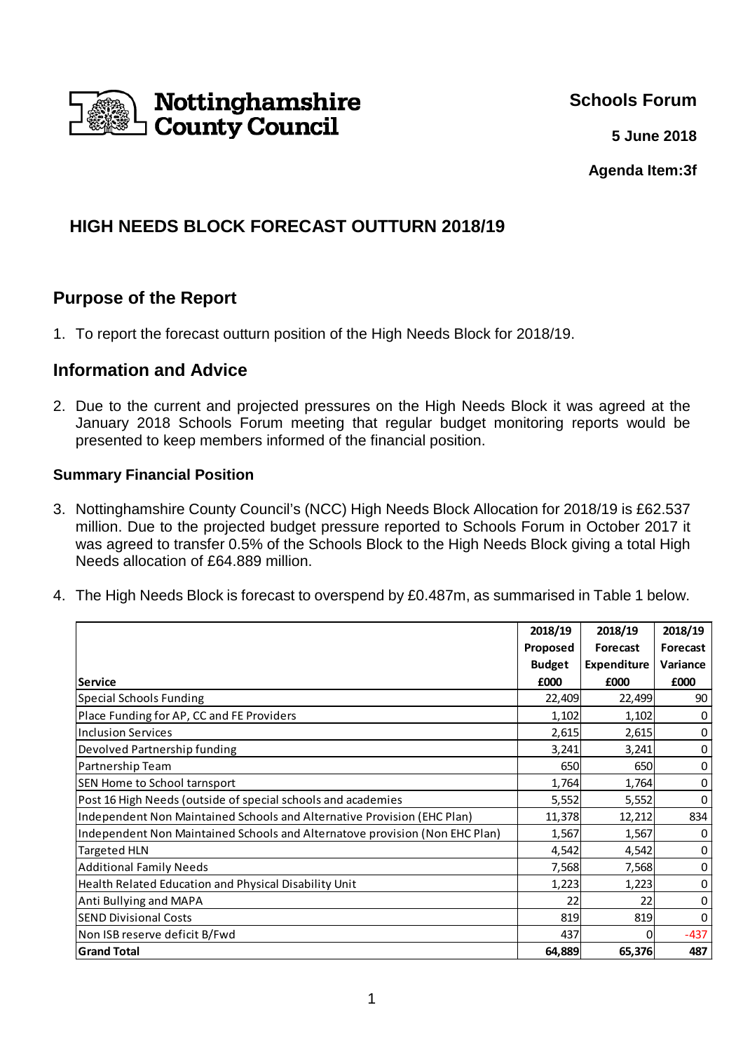Nottinghamshire County Council

**Schools Forum**

**5 June 2018**

**Agenda Item:3f**

# HIGH NEEDS BLOCK FORECAST OUTTURN 2018/19

## Purpose of the Report

1. To report the forecast outturn position of the High Needs Block for 2018/19.

## Information and Advice

2. Due to the current and projected pressures on the High Needs Block it was agreed at the January 2018 Schools Forum meeting that regular budget monitoring reports would be presented to keep members informed of the financial position.

### Summary Financial Position

3. Nottinghamshire County Council's (NCC) High Needs Block Allocation for 2018/19 is £62.537 million. Due to the projected budget pressure reported to Schools Forum in October 2017 it was agreed to transfer 0.5% of the Schools Block to the High Needs Block giving a total High Needs allocation of £64.889 million.

4. The High Needs Block is forecast to overspend by £0.487m, as summarised in Table 1 below.

| Service | 2018/19 Proposed Budget £000 | 2018/19 Forecast Expenditure £000 | 2018/19 Forecast Variance £000 |
|---|---|---|---|
| Special Schools Funding | 22,409 | 22,499 | 90 |
| Place Funding for AP, CC and FE Providers | 1,102 | 1,102 | 0 |
| Inclusion Services | 2,615 | 2,615 | 0 |
| Devolved Partnership funding | 3,241 | 3,241 | 0 |
| Partnership Team | 650 | 650 | 0 |
| SEN Home to School tarnsport | 1,764 | 1,764 | 0 |
| Post 16 High Needs (outside of special schools and academies | 5,552 | 5,552 | 0 |
| Independent Non Maintained Schools and Alternative Provision (EHC Plan) | 11,378 | 12,212 | 834 |
| Independent Non Maintained Schools and Alternatove provision (Non EHC Plan) | 1,567 | 1,567 | 0 |
| Targeted HLN | 4,542 | 4,542 | 0 |
| Additional Family Needs | 7,568 | 7,568 | 0 |
| Health Related Education and Physical Disability Unit | 1,223 | 1,223 | 0 |
| Anti Bullying and MAPA | 22 | 22 | 0 |
| SEND Divisional Costs | 819 | 819 | 0 |
| Non ISB reserve deficit B/Fwd | 437 | 0 | -437 |
| **Grand Total** | **64,889** | **65,376** | **487** |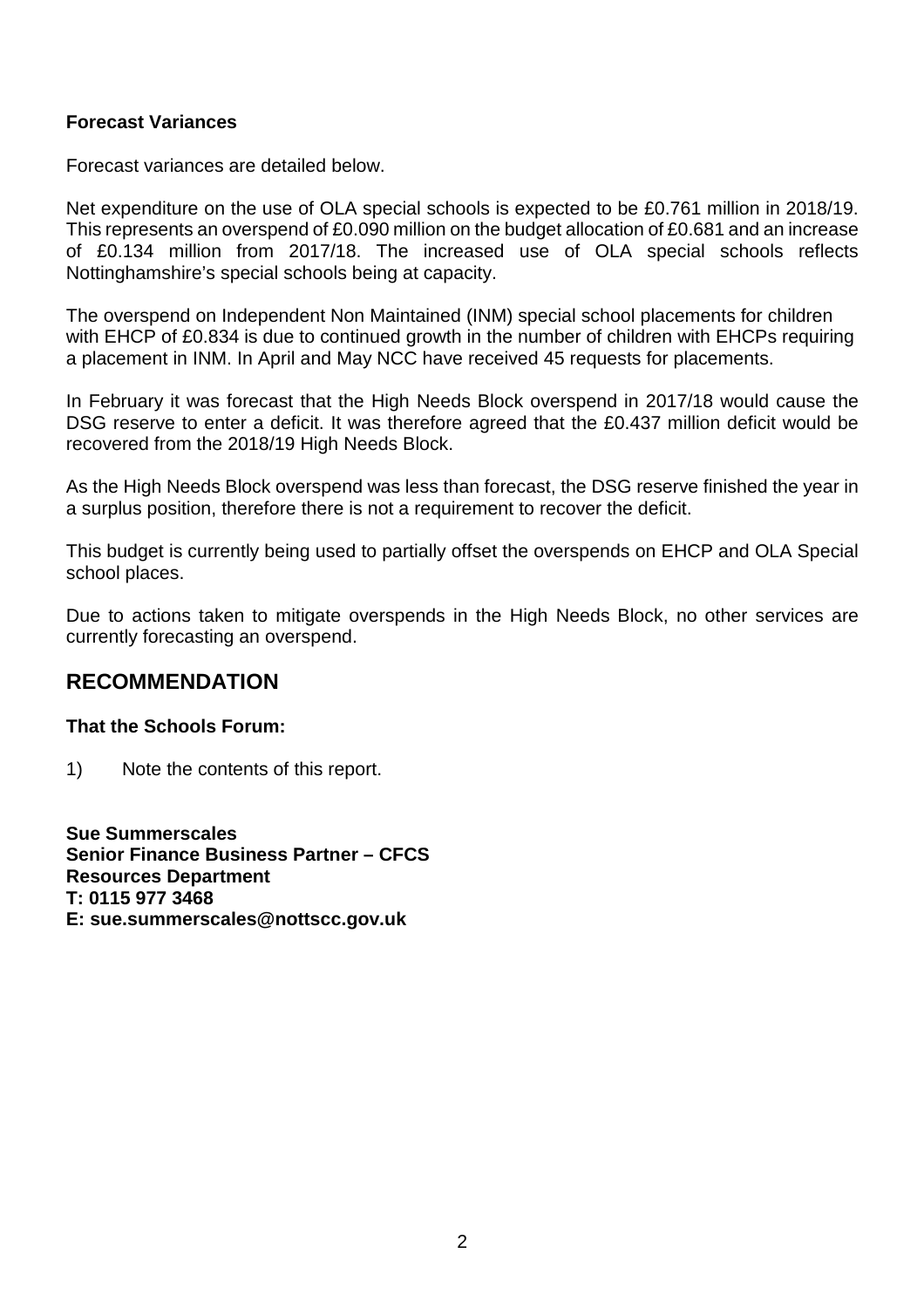**Forecast Variances**

Forecast variances are detailed below.

Net expenditure on the use of OLA special schools is expected to be £0.761 million in 2018/19. This represents an overspend of £0.090 million on the budget allocation of £0.681 and an increase of £0.134 million from 2017/18. The increased use of OLA special schools reflects Nottinghamshire's special schools being at capacity.

The overspend on Independent Non Maintained (INM) special school placements for children with EHCP of £0.834 is due to continued growth in the number of children with EHCPs requiring a placement in INM. In April and May NCC have received 45 requests for placements.

In February it was forecast that the High Needs Block overspend in 2017/18 would cause the DSG reserve to enter a deficit. It was therefore agreed that the £0.437 million deficit would be recovered from the 2018/19 High Needs Block.

As the High Needs Block overspend was less than forecast, the DSG reserve finished the year in a surplus position, therefore there is not a requirement to recover the deficit.

This budget is currently being used to partially offset the overspends on EHCP and OLA Special school places.

Due to actions taken to mitigate overspends in the High Needs Block, no other services are currently forecasting an overspend.

## RECOMMENDATION

**That the Schools Forum:**

1) Note the contents of this report.

**Sue Summerscales**
**Senior Finance Business Partner – CFCS**
**Resources Department**
**T: 0115 977 3468**
**E: sue.summerscales@nottscc.gov.uk**